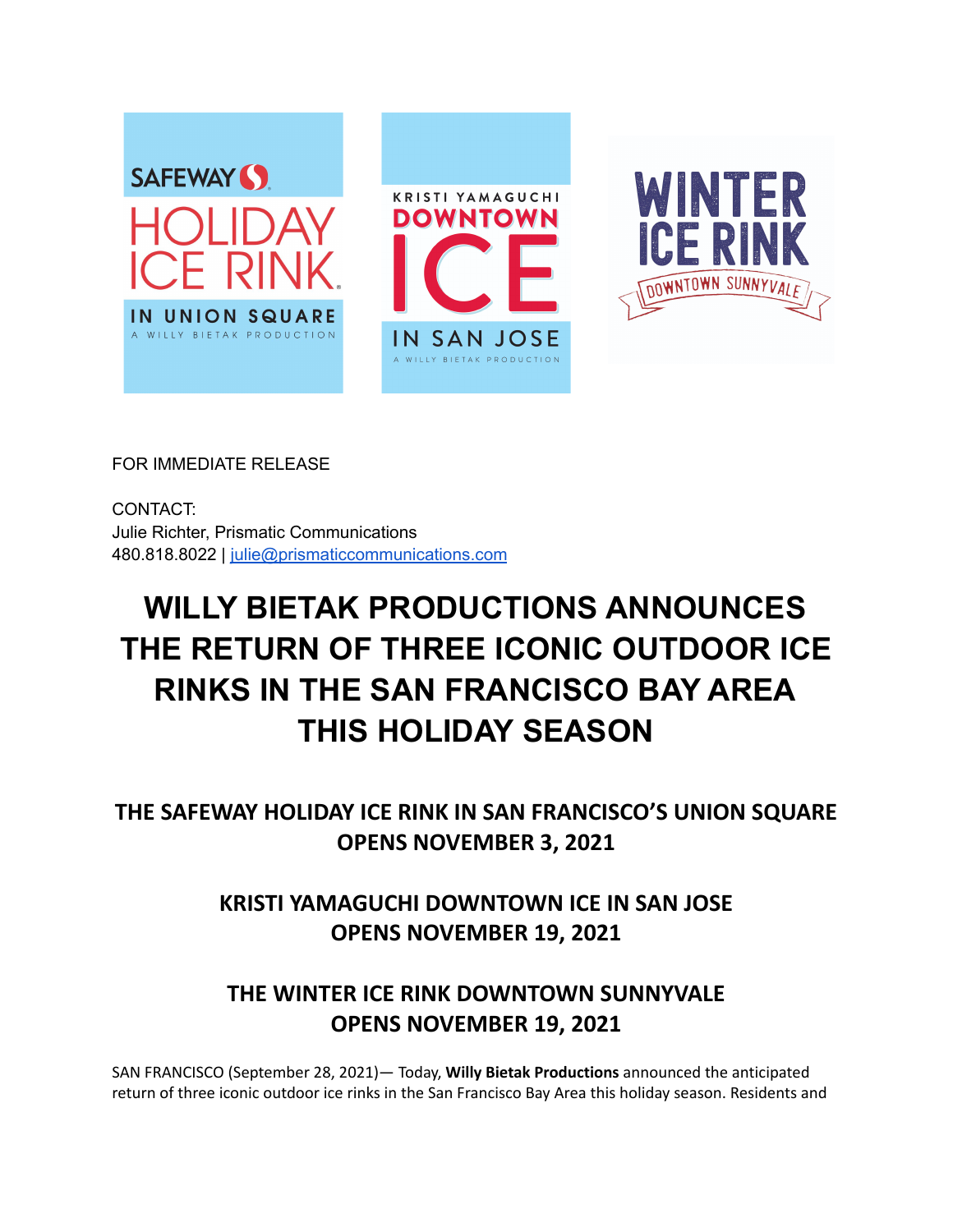SAFEWAY HOLIDAY ICE RINK IN UNION SQUARE
A WILLY BIETAK PRODUCTION

KRISTI YAMAGUCHI DOWNTOWN ICE IN SAN JOSE
A WILLY BIETAK PRODUCTION

WINTER ICE RINK DOWNTOWN SUNNYVALE

FOR IMMEDIATE RELEASE

CONTACT:
Julie Richter, Prismatic Communications
480.818.8022 | julie@prismaticcommunications.com

# WILLY BIETAK PRODUCTIONS ANNOUNCES THE RETURN OF THREE ICONIC OUTDOOR ICE RINKS IN THE SAN FRANCISCO BAY AREA THIS HOLIDAY SEASON

## THE SAFEWAY HOLIDAY ICE RINK IN SAN FRANCISCO'S UNION SQUARE OPENS NOVEMBER 3, 2021

## KRISTI YAMAGUCHI DOWNTOWN ICE IN SAN JOSE OPENS NOVEMBER 19, 2021

## THE WINTER ICE RINK DOWNTOWN SUNNYVALE OPENS NOVEMBER 19, 2021

SAN FRANCISCO (September 28, 2021)— Today, **Willy Bietak Productions** announced the anticipated return of three iconic outdoor ice rinks in the San Francisco Bay Area this holiday season. Residents and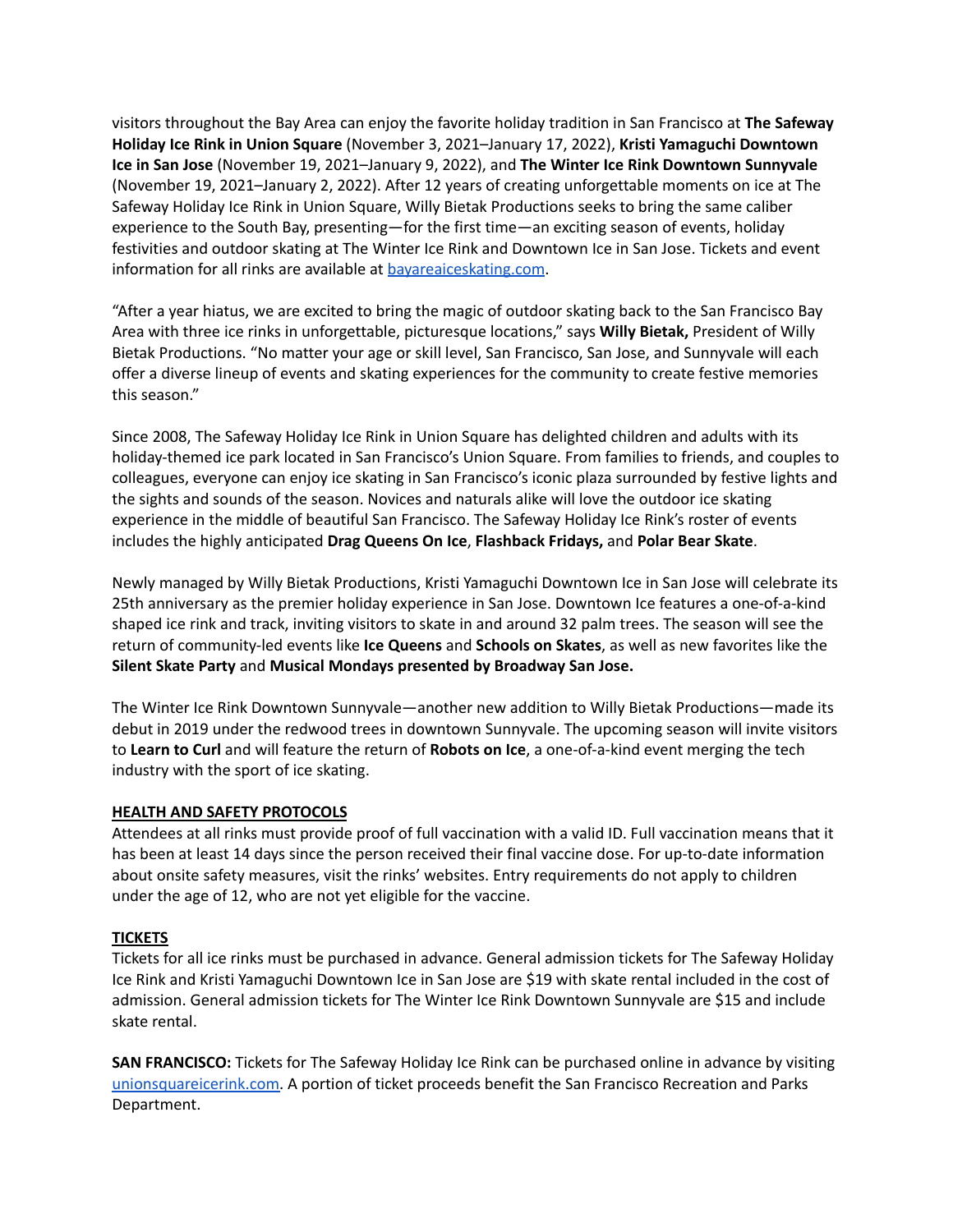visitors throughout the Bay Area can enjoy the favorite holiday tradition in San Francisco at **The Safeway Holiday Ice Rink in Union Square** (November 3, 2021–January 17, 2022), **Kristi Yamaguchi Downtown Ice in San Jose** (November 19, 2021–January 9, 2022), and **The Winter Ice Rink Downtown Sunnyvale** (November 19, 2021–January 2, 2022). After 12 years of creating unforgettable moments on ice at The Safeway Holiday Ice Rink in Union Square, Willy Bietak Productions seeks to bring the same caliber experience to the South Bay, presenting—for the first time—an exciting season of events, holiday festivities and outdoor skating at The Winter Ice Rink and Downtown Ice in San Jose. Tickets and event information for all rinks are available at [bayareaiceskating.com](bayareaiceskating.com).

"After a year hiatus, we are excited to bring the magic of outdoor skating back to the San Francisco Bay Area with three ice rinks in unforgettable, picturesque locations," says **Willy Bietak,** President of Willy Bietak Productions. "No matter your age or skill level, San Francisco, San Jose, and Sunnyvale will each offer a diverse lineup of events and skating experiences for the community to create festive memories this season."

Since 2008, The Safeway Holiday Ice Rink in Union Square has delighted children and adults with its holiday-themed ice park located in San Francisco's Union Square. From families to friends, and couples to colleagues, everyone can enjoy ice skating in San Francisco's iconic plaza surrounded by festive lights and the sights and sounds of the season. Novices and naturals alike will love the outdoor ice skating experience in the middle of beautiful San Francisco. The Safeway Holiday Ice Rink's roster of events includes the highly anticipated **Drag Queens On Ice**, **Flashback Fridays,** and **Polar Bear Skate**.

Newly managed by Willy Bietak Productions, Kristi Yamaguchi Downtown Ice in San Jose will celebrate its 25th anniversary as the premier holiday experience in San Jose. Downtown Ice features a one-of-a-kind shaped ice rink and track, inviting visitors to skate in and around 32 palm trees. The season will see the return of community-led events like **Ice Queens** and **Schools on Skates**, as well as new favorites like the **Silent Skate Party** and **Musical Mondays presented by Broadway San Jose.**

The Winter Ice Rink Downtown Sunnyvale—another new addition to Willy Bietak Productions—made its debut in 2019 under the redwood trees in downtown Sunnyvale. The upcoming season will invite visitors to **Learn to Curl** and will feature the return of **Robots on Ice**, a one-of-a-kind event merging the tech industry with the sport of ice skating.

**HEALTH AND SAFETY PROTOCOLS**

Attendees at all rinks must provide proof of full vaccination with a valid ID. Full vaccination means that it has been at least 14 days since the person received their final vaccine dose. For up-to-date information about onsite safety measures, visit the rinks' websites. Entry requirements do not apply to children under the age of 12, who are not yet eligible for the vaccine.

**TICKETS**

Tickets for all ice rinks must be purchased in advance. General admission tickets for The Safeway Holiday Ice Rink and Kristi Yamaguchi Downtown Ice in San Jose are $19 with skate rental included in the cost of admission. General admission tickets for The Winter Ice Rink Downtown Sunnyvale are $15 and include skate rental.

**SAN FRANCISCO:** Tickets for The Safeway Holiday Ice Rink can be purchased online in advance by visiting [unionsquareicerink.com](unionsquareicerink.com). A portion of ticket proceeds benefit the San Francisco Recreation and Parks Department.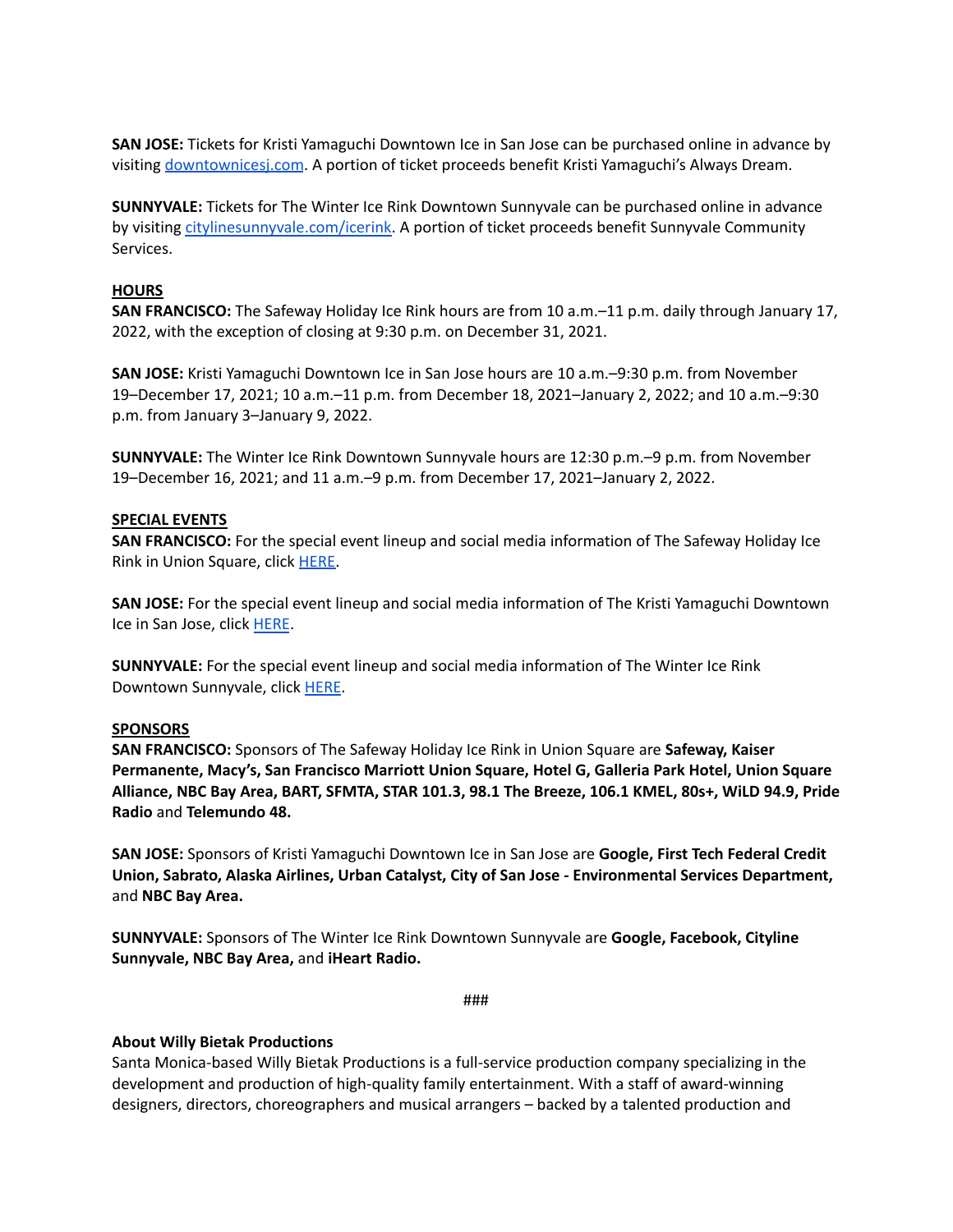**SAN JOSE:** Tickets for Kristi Yamaguchi Downtown Ice in San Jose can be purchased online in advance by visiting [downtownicesj.com](downtownicesj.com). A portion of ticket proceeds benefit Kristi Yamaguchi's Always Dream.

**SUNNYVALE:** Tickets for The Winter Ice Rink Downtown Sunnyvale can be purchased online in advance by visiting [citylinesunnyvale.com/icerink](citylinesunnyvale.com/icerink). A portion of ticket proceeds benefit Sunnyvale Community Services.

**HOURS**

**SAN FRANCISCO:** The Safeway Holiday Ice Rink hours are from 10 a.m.–11 p.m. daily through January 17, 2022, with the exception of closing at 9:30 p.m. on December 31, 2021.

**SAN JOSE:** Kristi Yamaguchi Downtown Ice in San Jose hours are 10 a.m.–9:30 p.m. from November 19–December 17, 2021; 10 a.m.–11 p.m. from December 18, 2021–January 2, 2022; and 10 a.m.–9:30 p.m. from January 3–January 9, 2022.

**SUNNYVALE:** The Winter Ice Rink Downtown Sunnyvale hours are 12:30 p.m.–9 p.m. from November 19–December 16, 2021; and 11 a.m.–9 p.m. from December 17, 2021–January 2, 2022.

**SPECIAL EVENTS**

**SAN FRANCISCO:** For the special event lineup and social media information of The Safeway Holiday Ice Rink in Union Square, click HERE.

**SAN JOSE:** For the special event lineup and social media information of The Kristi Yamaguchi Downtown Ice in San Jose, click HERE.

**SUNNYVALE:** For the special event lineup and social media information of The Winter Ice Rink Downtown Sunnyvale, click HERE.

**SPONSORS**

**SAN FRANCISCO:** Sponsors of The Safeway Holiday Ice Rink in Union Square are **Safeway, Kaiser Permanente, Macy's, San Francisco Marriott Union Square, Hotel G, Galleria Park Hotel, Union Square Alliance, NBC Bay Area, BART, SFMTA, STAR 101.3, 98.1 The Breeze, 106.1 KMEL, 80s+, WiLD 94.9, Pride Radio** and **Telemundo 48.**

**SAN JOSE:** Sponsors of Kristi Yamaguchi Downtown Ice in San Jose are **Google, First Tech Federal Credit Union, Sabrato, Alaska Airlines, Urban Catalyst, City of San Jose - Environmental Services Department,** and **NBC Bay Area.**

**SUNNYVALE:** Sponsors of The Winter Ice Rink Downtown Sunnyvale are **Google, Facebook, Cityline Sunnyvale, NBC Bay Area,** and **iHeart Radio.**

###

**About Willy Bietak Productions**

Santa Monica-based Willy Bietak Productions is a full-service production company specializing in the development and production of high-quality family entertainment. With a staff of award-winning designers, directors, choreographers and musical arrangers – backed by a talented production and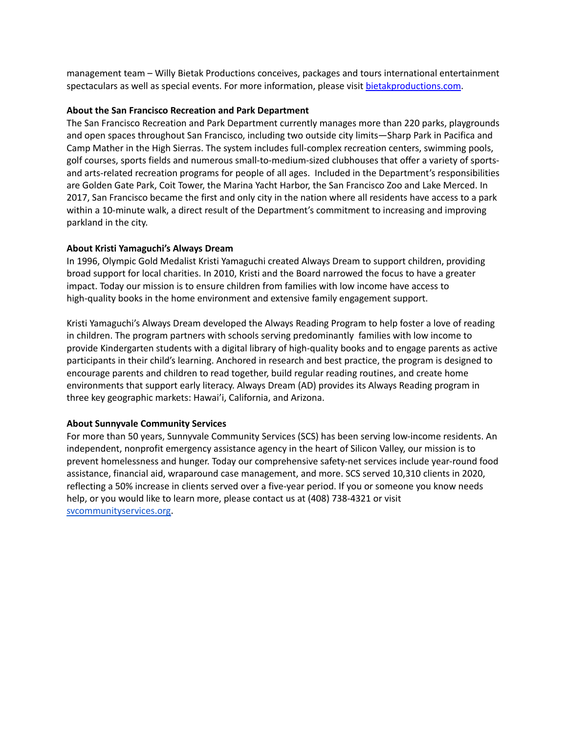management team – Willy Bietak Productions conceives, packages and tours international entertainment spectaculars as well as special events. For more information, please visit [bietakproductions.com](bietakproductions.com).

**About the San Francisco Recreation and Park Department**

The San Francisco Recreation and Park Department currently manages more than 220 parks, playgrounds and open spaces throughout San Francisco, including two outside city limits—Sharp Park in Pacifica and Camp Mather in the High Sierras. The system includes full-complex recreation centers, swimming pools, golf courses, sports fields and numerous small-to-medium-sized clubhouses that offer a variety of sports- and arts-related recreation programs for people of all ages. Included in the Department's responsibilities are Golden Gate Park, Coit Tower, the Marina Yacht Harbor, the San Francisco Zoo and Lake Merced. In 2017, San Francisco became the first and only city in the nation where all residents have access to a park within a 10-minute walk, a direct result of the Department's commitment to increasing and improving parkland in the city.

**About Kristi Yamaguchi's Always Dream**

In 1996, Olympic Gold Medalist Kristi Yamaguchi created Always Dream to support children, providing broad support for local charities. In 2010, Kristi and the Board narrowed the focus to have a greater impact. Today our mission is to ensure children from families with low income have access to high-quality books in the home environment and extensive family engagement support.

Kristi Yamaguchi's Always Dream developed the Always Reading Program to help foster a love of reading in children. The program partners with schools serving predominantly families with low income to provide Kindergarten students with a digital library of high-quality books and to engage parents as active participants in their child's learning. Anchored in research and best practice, the program is designed to encourage parents and children to read together, build regular reading routines, and create home environments that support early literacy. Always Dream (AD) provides its Always Reading program in three key geographic markets: Hawai'i, California, and Arizona.

**About Sunnyvale Community Services**

For more than 50 years, Sunnyvale Community Services (SCS) has been serving low-income residents. An independent, nonprofit emergency assistance agency in the heart of Silicon Valley, our mission is to prevent homelessness and hunger. Today our comprehensive safety-net services include year-round food assistance, financial aid, wraparound case management, and more. SCS served 10,310 clients in 2020, reflecting a 50% increase in clients served over a five-year period. If you or someone you know needs help, or you would like to learn more, please contact us at (408) 738-4321 or visit [svcommunityservices.org](svcommunityservices.org).